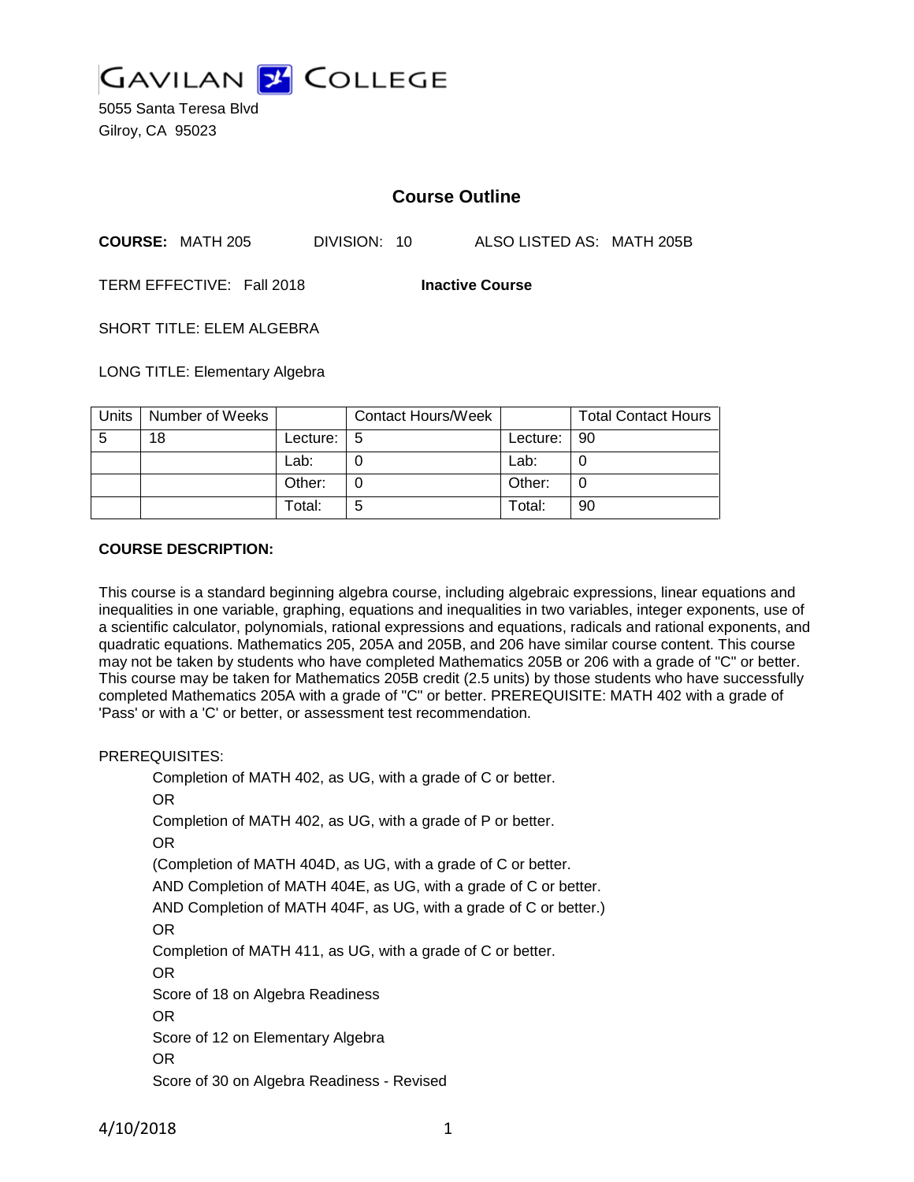# GAVILAN COLLEGE

5055 Santa Teresa Blvd
Gilroy, CA 95023

## Course Outline

**COURSE:** MATH 205 DIVISION: 10 ALSO LISTED AS: MATH 205B

TERM EFFECTIVE: Fall 2018 **Inactive Course**

SHORT TITLE: ELEM ALGEBRA

LONG TITLE: Elementary Algebra

| Units | Number of Weeks | | Contact Hours/Week | | Total Contact Hours |
|---|---|---|---|---|---|
| 5 | 18 | Lecture: | 5 | Lecture: | 90 |
| | | Lab: | 0 | Lab: | 0 |
| | | Other: | 0 | Other: | 0 |
| | | Total: | 5 | Total: | 90 |

**COURSE DESCRIPTION:**

This course is a standard beginning algebra course, including algebraic expressions, linear equations and inequalities in one variable, graphing, equations and inequalities in two variables, integer exponents, use of a scientific calculator, polynomials, rational expressions and equations, radicals and rational exponents, and quadratic equations. Mathematics 205, 205A and 205B, and 206 have similar course content. This course may not be taken by students who have completed Mathematics 205B or 206 with a grade of "C" or better. This course may be taken for Mathematics 205B credit (2.5 units) by those students who have successfully completed Mathematics 205A with a grade of "C" or better. PREREQUISITE: MATH 402 with a grade of 'Pass' or with a 'C' or better, or assessment test recommendation.

PREREQUISITES:

Completion of MATH 402, as UG, with a grade of C or better.
OR
Completion of MATH 402, as UG, with a grade of P or better.
OR
(Completion of MATH 404D, as UG, with a grade of C or better.
AND Completion of MATH 404E, as UG, with a grade of C or better.
AND Completion of MATH 404F, as UG, with a grade of C or better.)
OR
Completion of MATH 411, as UG, with a grade of C or better.
OR
Score of 18 on Algebra Readiness
OR
Score of 12 on Elementary Algebra
OR
Score of 30 on Algebra Readiness - Revised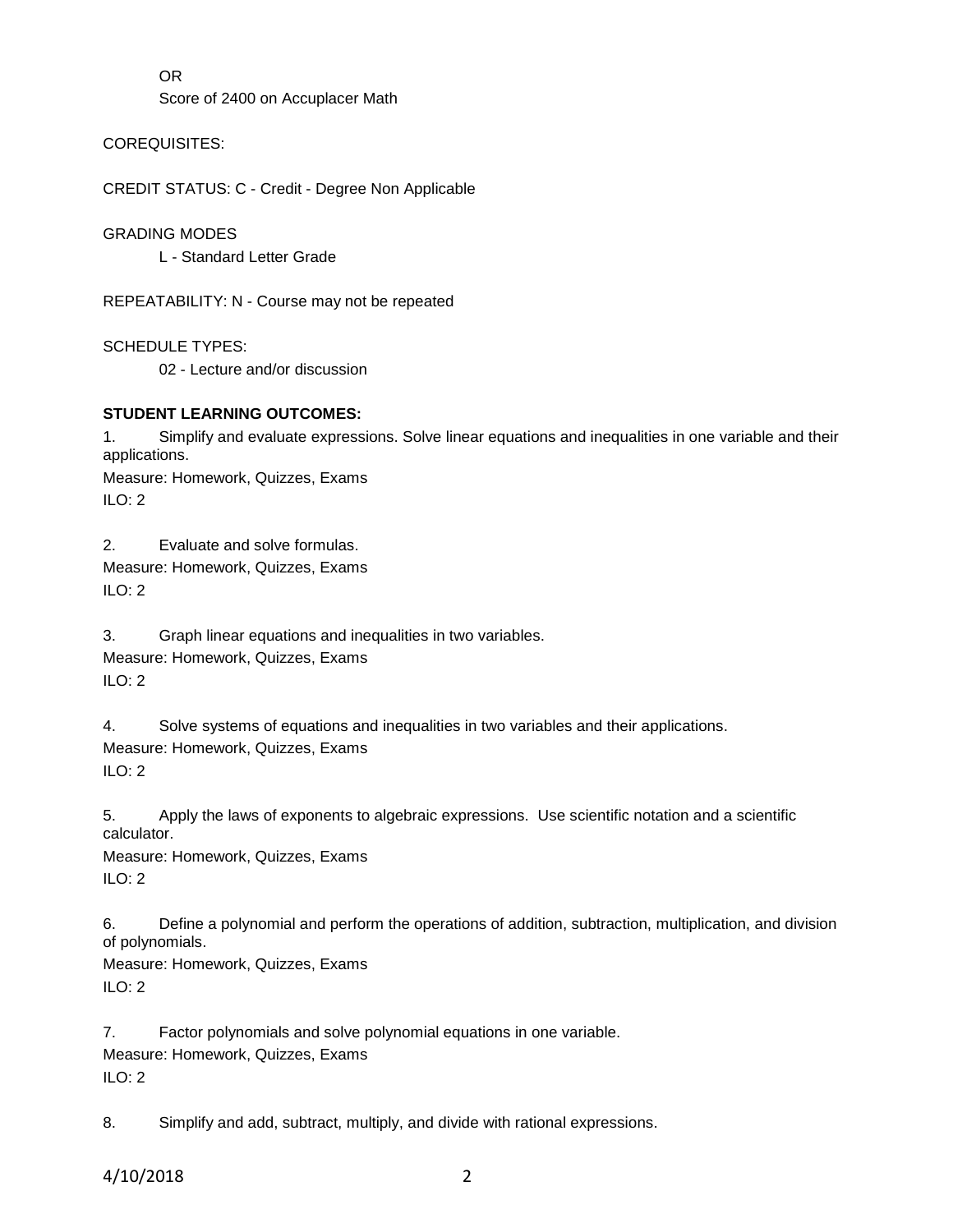OR

Score of 2400 on Accuplacer Math

COREQUISITES:

CREDIT STATUS: C - Credit - Degree Non Applicable

GRADING MODES

L - Standard Letter Grade

REPEATABILITY: N - Course may not be repeated

SCHEDULE TYPES:

02 - Lecture and/or discussion

**STUDENT LEARNING OUTCOMES:**

1. Simplify and evaluate expressions. Solve linear equations and inequalities in one variable and their applications.
Measure: Homework, Quizzes, Exams
ILO: 2

2. Evaluate and solve formulas.
Measure: Homework, Quizzes, Exams
ILO: 2

3. Graph linear equations and inequalities in two variables.
Measure: Homework, Quizzes, Exams
ILO: 2

4. Solve systems of equations and inequalities in two variables and their applications.
Measure: Homework, Quizzes, Exams
ILO: 2

5. Apply the laws of exponents to algebraic expressions. Use scientific notation and a scientific calculator.
Measure: Homework, Quizzes, Exams
ILO: 2

6. Define a polynomial and perform the operations of addition, subtraction, multiplication, and division of polynomials.
Measure: Homework, Quizzes, Exams
ILO: 2

7. Factor polynomials and solve polynomial equations in one variable.
Measure: Homework, Quizzes, Exams
ILO: 2

8. Simplify and add, subtract, multiply, and divide with rational expressions.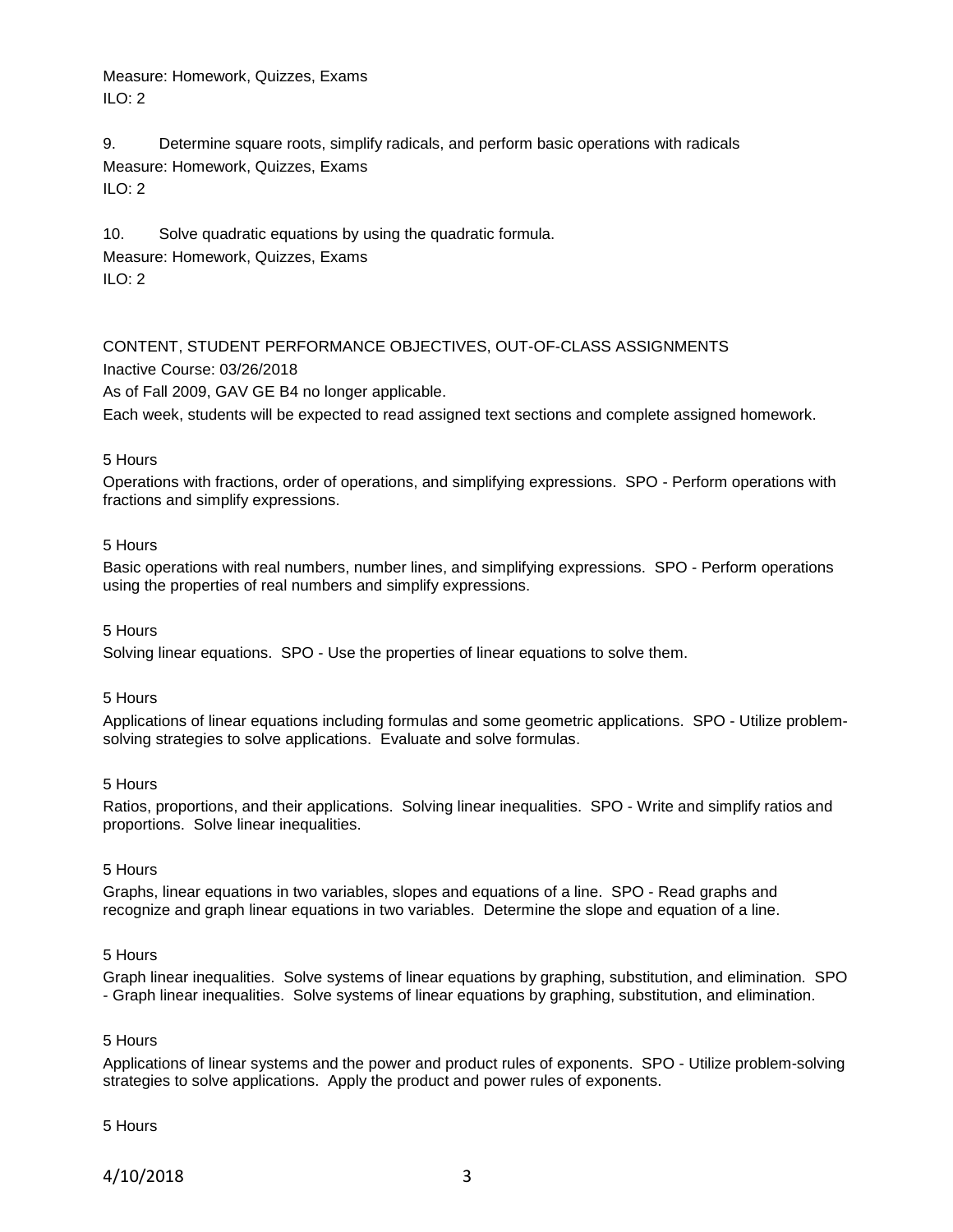Measure: Homework, Quizzes, Exams
ILO: 2

9. Determine square roots, simplify radicals, and perform basic operations with radicals
Measure: Homework, Quizzes, Exams
ILO: 2

10. Solve quadratic equations by using the quadratic formula.
Measure: Homework, Quizzes, Exams
ILO: 2

CONTENT, STUDENT PERFORMANCE OBJECTIVES, OUT-OF-CLASS ASSIGNMENTS

Inactive Course: 03/26/2018

As of Fall 2009, GAV GE B4 no longer applicable.

Each week, students will be expected to read assigned text sections and complete assigned homework.

5 Hours

Operations with fractions, order of operations, and simplifying expressions. SPO - Perform operations with fractions and simplify expressions.

5 Hours

Basic operations with real numbers, number lines, and simplifying expressions. SPO - Perform operations using the properties of real numbers and simplify expressions.

5 Hours

Solving linear equations. SPO - Use the properties of linear equations to solve them.

5 Hours

Applications of linear equations including formulas and some geometric applications. SPO - Utilize problem-solving strategies to solve applications. Evaluate and solve formulas.

5 Hours

Ratios, proportions, and their applications. Solving linear inequalities. SPO - Write and simplify ratios and proportions. Solve linear inequalities.

5 Hours

Graphs, linear equations in two variables, slopes and equations of a line. SPO - Read graphs and recognize and graph linear equations in two variables. Determine the slope and equation of a line.

5 Hours

Graph linear inequalities. Solve systems of linear equations by graphing, substitution, and elimination. SPO - Graph linear inequalities. Solve systems of linear equations by graphing, substitution, and elimination.

5 Hours

Applications of linear systems and the power and product rules of exponents. SPO - Utilize problem-solving strategies to solve applications. Apply the product and power rules of exponents.

5 Hours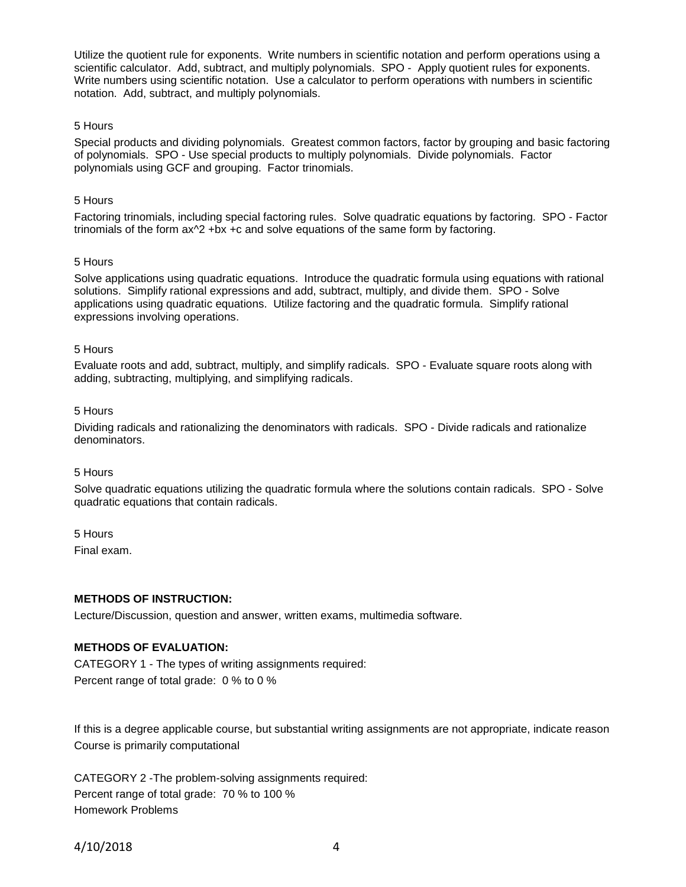Utilize the quotient rule for exponents. Write numbers in scientific notation and perform operations using a scientific calculator. Add, subtract, and multiply polynomials. SPO - Apply quotient rules for exponents. Write numbers using scientific notation. Use a calculator to perform operations with numbers in scientific notation. Add, subtract, and multiply polynomials.

5 Hours

Special products and dividing polynomials. Greatest common factors, factor by grouping and basic factoring of polynomials. SPO - Use special products to multiply polynomials. Divide polynomials. Factor polynomials using GCF and grouping. Factor trinomials.

5 Hours

Factoring trinomials, including special factoring rules. Solve quadratic equations by factoring. SPO - Factor trinomials of the form $ax^2 + bx + c$ and solve equations of the same form by factoring.

5 Hours

Solve applications using quadratic equations. Introduce the quadratic formula using equations with rational solutions. Simplify rational expressions and add, subtract, multiply, and divide them. SPO - Solve applications using quadratic equations. Utilize factoring and the quadratic formula. Simplify rational expressions involving operations.

5 Hours

Evaluate roots and add, subtract, multiply, and simplify radicals. SPO - Evaluate square roots along with adding, subtracting, multiplying, and simplifying radicals.

5 Hours

Dividing radicals and rationalizing the denominators with radicals. SPO - Divide radicals and rationalize denominators.

5 Hours

Solve quadratic equations utilizing the quadratic formula where the solutions contain radicals. SPO - Solve quadratic equations that contain radicals.

5 Hours

Final exam.

**METHODS OF INSTRUCTION:**

Lecture/Discussion, question and answer, written exams, multimedia software.

**METHODS OF EVALUATION:**

CATEGORY 1 - The types of writing assignments required:
Percent range of total grade: 0 % to 0 %

If this is a degree applicable course, but substantial writing assignments are not appropriate, indicate reason
Course is primarily computational

CATEGORY 2 -The problem-solving assignments required:
Percent range of total grade: 70 % to 100 %
Homework Problems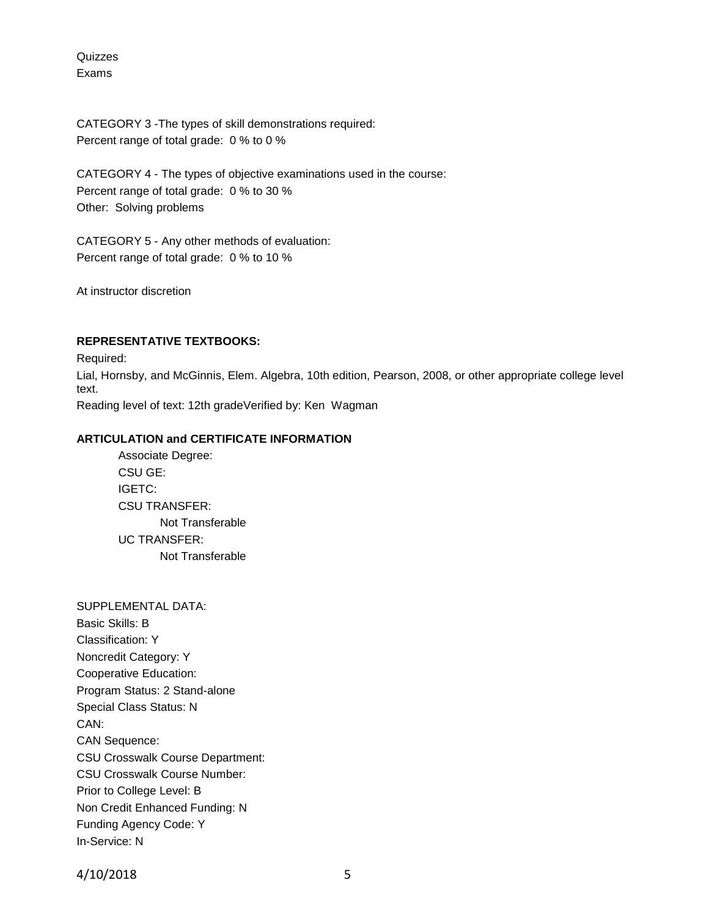Quizzes
Exams

CATEGORY 3 -The types of skill demonstrations required:
Percent range of total grade: 0 % to 0 %

CATEGORY 4 - The types of objective examinations used in the course:
Percent range of total grade: 0 % to 30 %
Other: Solving problems

CATEGORY 5 - Any other methods of evaluation:
Percent range of total grade: 0 % to 10 %

At instructor discretion

**REPRESENTATIVE TEXTBOOKS:**

Required:
Lial, Hornsby, and McGinnis, Elem. Algebra, 10th edition, Pearson, 2008, or other appropriate college level text.
Reading level of text: 12th gradeVerified by: Ken Wagman

**ARTICULATION and CERTIFICATE INFORMATION**

Associate Degree:
CSU GE:
IGETC:
CSU TRANSFER:
Not Transferable
UC TRANSFER:
Not Transferable

SUPPLEMENTAL DATA:
Basic Skills: B
Classification: Y
Noncredit Category: Y
Cooperative Education:
Program Status: 2 Stand-alone
Special Class Status: N
CAN:
CAN Sequence:
CSU Crosswalk Course Department:
CSU Crosswalk Course Number:
Prior to College Level: B
Non Credit Enhanced Funding: N
Funding Agency Code: Y
In-Service: N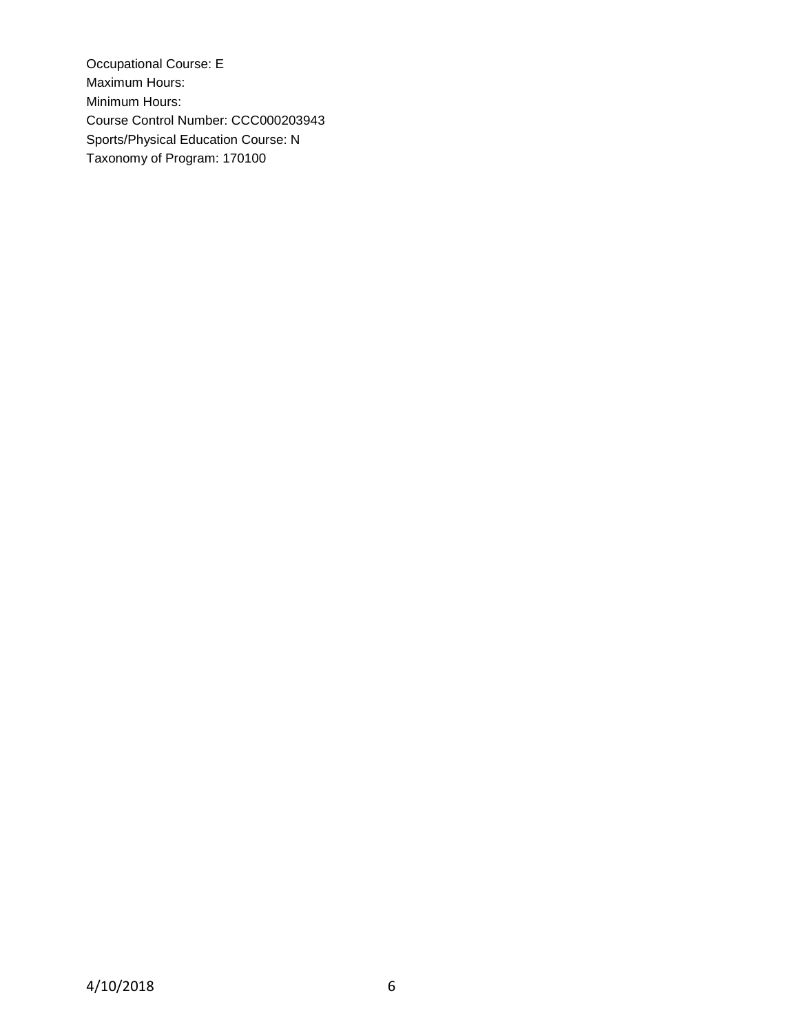Occupational Course: E
Maximum Hours:
Minimum Hours:
Course Control Number: CCC000203943
Sports/Physical Education Course: N
Taxonomy of Program: 170100